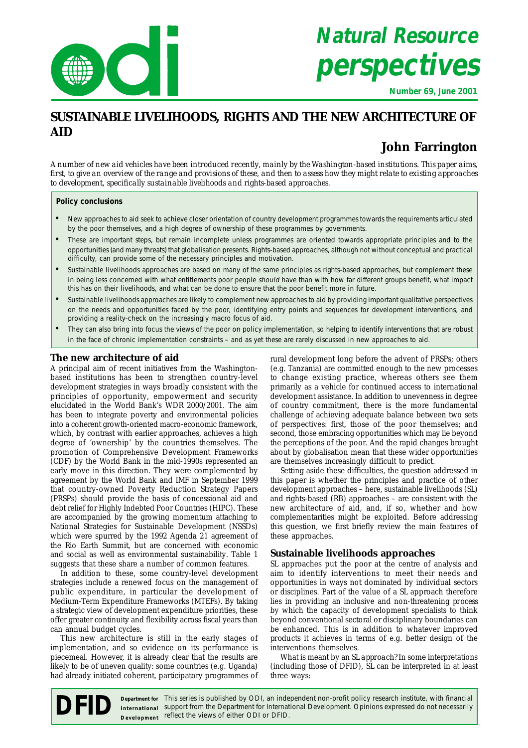# Natural Resource perspectives

**Number 69, June 2001**

## SUSTAINABLE LIVELIHOODS, RIGHTS AND THE NEW ARCHITECTURE OF AID

### John Farrington

*A number of new aid vehicles have been introduced recently, mainly by the Washington-based institutions. This paper aims, first, to give an overview of the range and provisions of these, and then to assess how they might relate to existing approaches to development, specifically sustainable livelihoods and rights-based approaches.*

**Policy conclusions**

- New approaches to aid seek to achieve closer orientation of country development programmes towards the requirements articulated by the poor themselves, and a high degree of ownership of these programmes by governments.
- These are important steps, but remain incomplete unless programmes are oriented towards appropriate principles and to the opportunities (and many threats) that globalisation presents. Rights-based approaches, although not without conceptual and practical difficulty, can provide some of the necessary principles and motivation.
- Sustainable livelihoods approaches are based on many of the same principles as rights-based approaches, but complement these in being less concerned with what entitlements poor people *should* have than with how far different groups benefit, what impact this has on their livelihoods, and what can be done to ensure that the poor benefit more in future.
- Sustainable livelihoods approaches are likely to complement new approaches to aid by providing important qualitative perspectives on the needs and opportunities faced by the poor, identifying entry points and sequences for development interventions, and providing a reality-check on the increasingly macro focus of aid.
- They can also bring into focus the views of the poor on policy implementation, so helping to identify interventions that are robust in the face of chronic implementation constraints – and as yet these are rarely discussed in new approaches to aid.

### The new architecture of aid

A principal aim of recent initiatives from the Washington-based institutions has been to strengthen country-level development strategies in ways broadly consistent with the principles of opportunity, empowerment and security elucidated in the World Bank's WDR 2000/2001. The aim has been to integrate poverty and environmental policies into a coherent growth-oriented macro-economic framework, which, by contrast with earlier approaches, achieves a high degree of 'ownership' by the countries themselves. The promotion of Comprehensive Development Frameworks (CDF) by the World Bank in the mid-1990s represented an early move in this direction. They were complemented by agreement by the World Bank and IMF in September 1999 that country-owned Poverty Reduction Strategy Papers (PRSPs) should provide the basis of concessional aid and debt relief for Highly Indebted Poor Countries (HIPC). These are accompanied by the growing momentum attaching to National Strategies for Sustainable Development (NSSDs) which were spurred by the 1992 Agenda 21 agreement of the Rio Earth Summit, but are concerned with economic and social as well as environmental sustainability. Table 1 suggests that these share a number of common features.

In addition to these, some country-level development strategies include a renewed focus on the management of public expenditure, in particular the development of Medium-Term Expenditure Frameworks (MTEFs). By taking a strategic view of development expenditure priorities, these offer greater continuity and flexibility across fiscal years than can annual budget cycles.

This new architecture is still in the early stages of implementation, and so evidence on its performance is piecemeal. However, it is already clear that the results are likely to be of uneven quality: some countries (e.g. Uganda) had already initiated coherent, participatory programmes of rural development long before the advent of PRSPs; others (e.g. Tanzania) are committed enough to the new processes to change existing practice, whereas others see them primarily as a vehicle for continued access to international development assistance. In addition to unevenness in degree of country commitment, there is the more fundamental challenge of achieving adequate balance between two sets of perspectives: first, those of the poor themselves; and second, those embracing opportunities which may lie beyond the perceptions of the poor. And the rapid changes brought about by globalisation mean that these wider opportunities are themselves increasingly difficult to predict.

Setting aside these difficulties, the question addressed in this paper is whether the principles and practice of other development approaches – here, sustainable livelihoods (SL) and rights-based (RB) approaches – are consistent with the new architecture of aid, and, if so, whether and how complementarities might be exploited. Before addressing this question, we first briefly review the main features of these approaches.

### Sustainable livelihoods approaches

SL approaches put the poor at the centre of analysis and aim to identify interventions to meet their needs and opportunities in ways not dominated by individual sectors or disciplines. Part of the value of a SL approach therefore lies in providing an inclusive and non-threatening process by which the capacity of development specialists to think beyond conventional sectoral or disciplinary boundaries can be enhanced. This is in addition to whatever improved products it achieves in terms of e.g. better design of the interventions themselves.

What is meant by an SL *approach*? In some interpretations (including those of DFID), SL can be interpreted in at least three ways:

**DFID** Department for International Development — This series is published by ODI, an independent non-profit policy research institute, with financial support from the Department for International Development. Opinions expressed do not necessarily reflect the views of either ODI or DFID.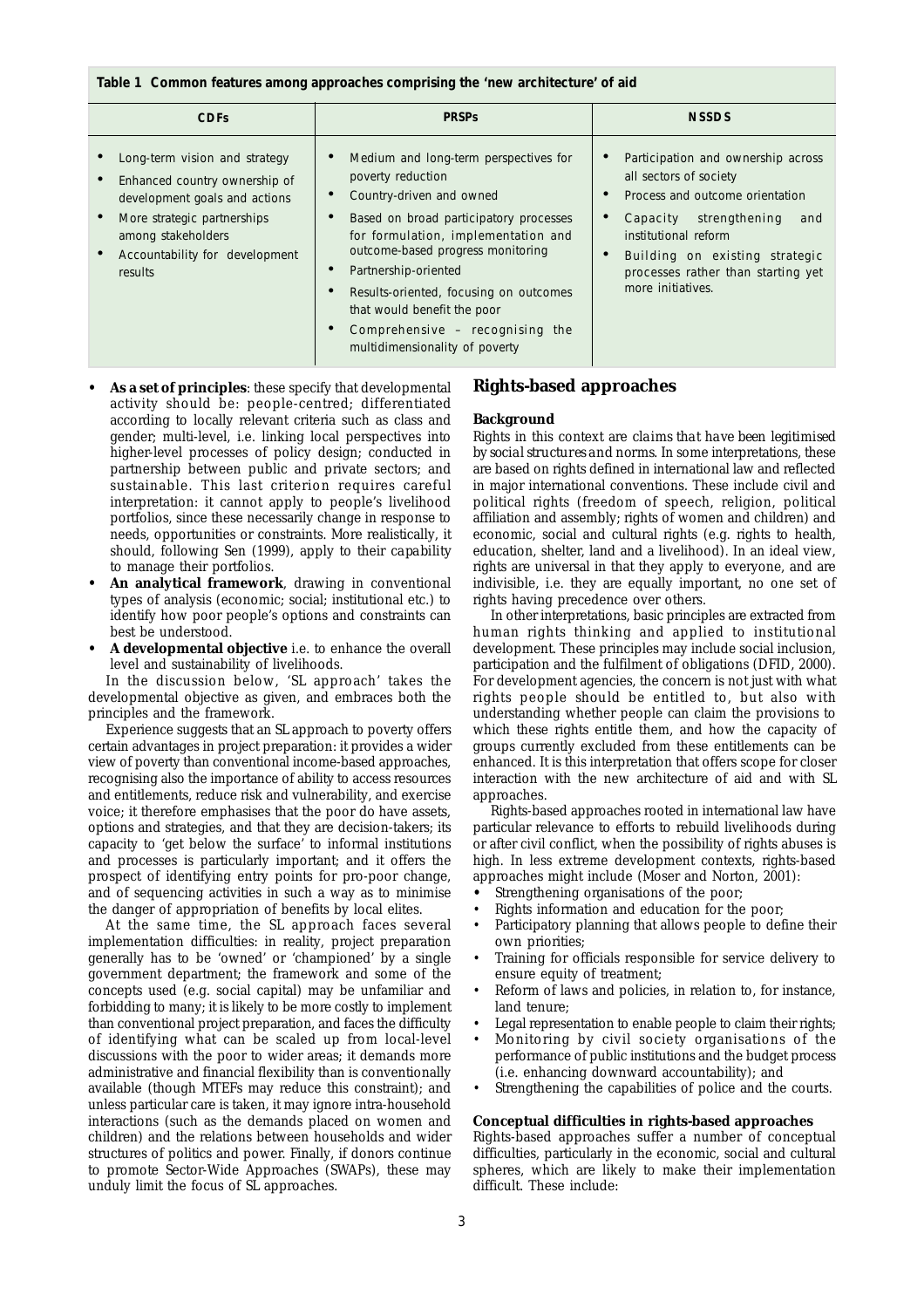**Table 1 Common features among approaches comprising the 'new architecture' of aid**

| CDFs | PRSPs | NSSDS |
|---|---|---|
| • Long-term vision and strategy<br>• Enhanced country ownership of development goals and actions<br>• More strategic partnerships among stakeholders<br>• Accountability for development results | • Medium and long-term perspectives for poverty reduction<br>• Country-driven and owned<br>• Based on broad participatory processes for formulation, implementation and outcome-based progress monitoring<br>• Partnership-oriented<br>• Results-oriented, focusing on outcomes that would benefit the poor<br>• Comprehensive – recognising the multidimensionality of poverty | • Participation and ownership across all sectors of society<br>• Process and outcome orientation<br>• Capacity strengthening and institutional reform<br>• Building on existing strategic processes rather than starting yet more initiatives. |

- **As a set of principles**: these specify that developmental activity should be: people-centred; differentiated according to locally relevant criteria such as class and gender; multi-level, i.e. linking local perspectives into higher-level processes of policy design; conducted in partnership between public and private sectors; and sustainable. This last criterion requires careful interpretation: it cannot apply to people's livelihood portfolios, since these necessarily change in response to needs, opportunities or constraints. More realistically, it should, following Sen (1999), apply to their capability to manage their portfolios.
- **An analytical framework**, drawing in conventional types of analysis (economic; social; institutional etc.) to identify how poor people's options and constraints can best be understood.
- **A developmental objective** i.e. to enhance the overall level and sustainability of livelihoods.

In the discussion below, 'SL approach' takes the developmental objective as given, and embraces both the principles and the framework.

Experience suggests that an SL approach to poverty offers certain advantages in project preparation: it provides a wider view of poverty than conventional income-based approaches, recognising also the importance of ability to access resources and entitlements, reduce risk and vulnerability, and exercise voice; it therefore emphasises that the poor do have assets, options and strategies, and that they are decision-takers; its capacity to 'get below the surface' to informal institutions and processes is particularly important; and it offers the prospect of identifying entry points for pro-poor change, and of sequencing activities in such a way as to minimise the danger of appropriation of benefits by local elites.

At the same time, the SL approach faces several implementation difficulties: in reality, project preparation generally has to be 'owned' or 'championed' by a single government department; the framework and some of the concepts used (e.g. social capital) may be unfamiliar and forbidding to many; it is likely to be more costly to implement than conventional project preparation, and faces the difficulty of identifying what can be scaled up from local-level discussions with the poor to wider areas; it demands more administrative and financial flexibility than is conventionally available (though MTEFs may reduce this constraint); and unless particular care is taken, it may ignore intra-household interactions (such as the demands placed on women and children) and the relations between households and wider structures of politics and power. Finally, if donors continue to promote Sector-Wide Approaches (SWAPs), these may unduly limit the focus of SL approaches.

## Rights-based approaches

### Background

Rights in this context are claims that have been legitimised by social structures and norms. In some interpretations, these are based on rights defined in international law and reflected in major international conventions. These include civil and political rights (freedom of speech, religion, political affiliation and assembly; rights of women and children) and economic, social and cultural rights (e.g. rights to health, education, shelter, land and a livelihood). In an ideal view, rights are universal in that they apply to everyone, and are indivisible, i.e. they are equally important, no one set of rights having precedence over others.

In other interpretations, basic principles are extracted from human rights thinking and applied to institutional development. These principles may include social inclusion, participation and the fulfilment of obligations (DFID, 2000). For development agencies, the concern is not just with what rights people should be entitled to, but also with understanding whether people can claim the provisions to which these rights entitle them, and how the capacity of groups currently excluded from these entitlements can be enhanced. It is this interpretation that offers scope for closer interaction with the new architecture of aid and with SL approaches.

Rights-based approaches rooted in international law have particular relevance to efforts to rebuild livelihoods during or after civil conflict, when the possibility of rights abuses is high. In less extreme development contexts, rights-based approaches might include (Moser and Norton, 2001):

- Strengthening organisations of the poor;
- Rights information and education for the poor;
- Participatory planning that allows people to define their own priorities;
- Training for officials responsible for service delivery to ensure equity of treatment;
- Reform of laws and policies, in relation to, for instance, land tenure;
- Legal representation to enable people to claim their rights;
- Monitoring by civil society organisations of the performance of public institutions and the budget process (i.e. enhancing downward accountability); and
- Strengthening the capabilities of police and the courts.

### Conceptual difficulties in rights-based approaches

Rights-based approaches suffer a number of conceptual difficulties, particularly in the economic, social and cultural spheres, which are likely to make their implementation difficult. These include: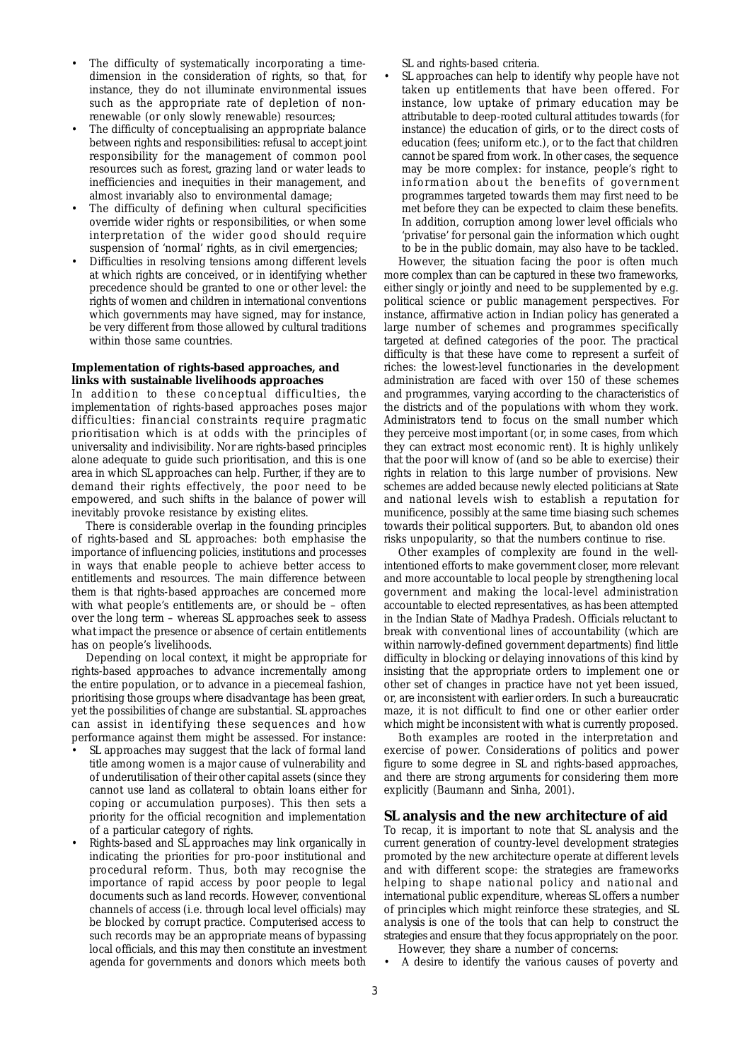- The difficulty of systematically incorporating a time-dimension in the consideration of rights, so that, for instance, they do not illuminate environmental issues such as the appropriate rate of depletion of non-renewable (or only slowly renewable) resources;
- The difficulty of conceptualising an appropriate balance between rights and responsibilities: refusal to accept joint responsibility for the management of common pool resources such as forest, grazing land or water leads to inefficiencies and inequities in their management, and almost invariably also to environmental damage;
- The difficulty of defining when cultural specificities override wider rights or responsibilities, or when some interpretation of the wider good should require suspension of 'normal' rights, as in civil emergencies;
- Difficulties in resolving tensions among different levels at which rights are conceived, or in identifying whether precedence should be granted to one or other level: the rights of women and children in international conventions which governments may have signed, may for instance, be very different from those allowed by cultural traditions within those same countries.

**Implementation of rights-based approaches, and links with sustainable livelihoods approaches**

In addition to these conceptual difficulties, the implementation of rights-based approaches poses major difficulties: financial constraints require pragmatic prioritisation which is at odds with the principles of universality and indivisibility. Nor are rights-based principles alone adequate to guide such prioritisation, and this is one area in which SL approaches can help. Further, if they are to demand their rights effectively, the poor need to be empowered, and such shifts in the balance of power will inevitably provoke resistance by existing elites.

There is considerable overlap in the founding principles of rights-based and SL approaches: both emphasise the importance of influencing policies, institutions and processes in ways that enable people to achieve better access to entitlements and resources. The main difference between them is that rights-based approaches are concerned more with what people's entitlements are, or should be – often over the long term – whereas SL approaches seek to assess what impact the presence or absence of certain entitlements has on people's livelihoods.

Depending on local context, it might be appropriate for rights-based approaches to advance incrementally among the entire population, or to advance in a piecemeal fashion, prioritising those groups where disadvantage has been great, yet the possibilities of change are substantial. SL approaches can assist in identifying these sequences and how performance against them might be assessed. For instance:

- SL approaches may suggest that the lack of formal land title among women is a major cause of vulnerability and of underutilisation of their other capital assets (since they cannot use land as collateral to obtain loans either for coping or accumulation purposes). This then sets a priority for the official recognition and implementation of a particular category of rights.
- Rights-based and SL approaches may link organically in indicating the priorities for pro-poor institutional and procedural reform. Thus, both may recognise the importance of rapid access by poor people to legal documents such as land records. However, conventional channels of access (i.e. through local level officials) may be blocked by corrupt practice. Computerised access to such records may be an appropriate means of bypassing local officials, and this may then constitute an investment agenda for governments and donors which meets both SL and rights-based criteria.
- SL approaches can help to identify why people have not taken up entitlements that have been offered. For instance, low uptake of primary education may be attributable to deep-rooted cultural attitudes towards (for instance) the education of girls, or to the direct costs of education (fees; uniform etc.), or to the fact that children cannot be spared from work. In other cases, the sequence may be more complex: for instance, people's right to information about the benefits of government programmes targeted towards them may first need to be met before they can be expected to claim these benefits. In addition, corruption among lower level officials who 'privatise' for personal gain the information which ought to be in the public domain, may also have to be tackled.

However, the situation facing the poor is often much more complex than can be captured in these two frameworks, either singly or jointly and need to be supplemented by e.g. political science or public management perspectives. For instance, affirmative action in Indian policy has generated a large number of schemes and programmes specifically targeted at defined categories of the poor. The practical difficulty is that these have come to represent a surfeit of riches: the lowest-level functionaries in the development administration are faced with over 150 of these schemes and programmes, varying according to the characteristics of the districts and of the populations with whom they work. Administrators tend to focus on the small number which they perceive most important (or, in some cases, from which they can extract most economic rent). It is highly unlikely that the poor will know of (and so be able to exercise) their rights in relation to this large number of provisions. New schemes are added because newly elected politicians at State and national levels wish to establish a reputation for munificence, possibly at the same time biasing such schemes towards their political supporters. But, to abandon old ones risks unpopularity, so that the numbers continue to rise.

Other examples of complexity are found in the well-intentioned efforts to make government closer, more relevant and more accountable to local people by strengthening local government and making the local-level administration accountable to elected representatives, as has been attempted in the Indian State of Madhya Pradesh. Officials reluctant to break with conventional lines of accountability (which are within narrowly-defined government departments) find little difficulty in blocking or delaying innovations of this kind by insisting that the appropriate orders to implement one or other set of changes in practice have not yet been issued, or, are inconsistent with earlier orders. In such a bureaucratic maze, it is not difficult to find one or other earlier order which might be inconsistent with what is currently proposed.

Both examples are rooted in the interpretation and exercise of power. Considerations of politics and power figure to some degree in SL and rights-based approaches, and there are strong arguments for considering them more explicitly (Baumann and Sinha, 2001).

## SL analysis and the new architecture of aid

To recap, it is important to note that SL analysis and the current generation of country-level development strategies promoted by the new architecture operate at different levels and with different scope: the strategies are frameworks helping to shape national policy and national and international public expenditure, whereas SL offers a number of principles which might reinforce these strategies, and SL analysis is one of the tools that can help to construct the strategies and ensure that they focus appropriately on the poor.

However, they share a number of concerns:

- A desire to identify the various causes of poverty and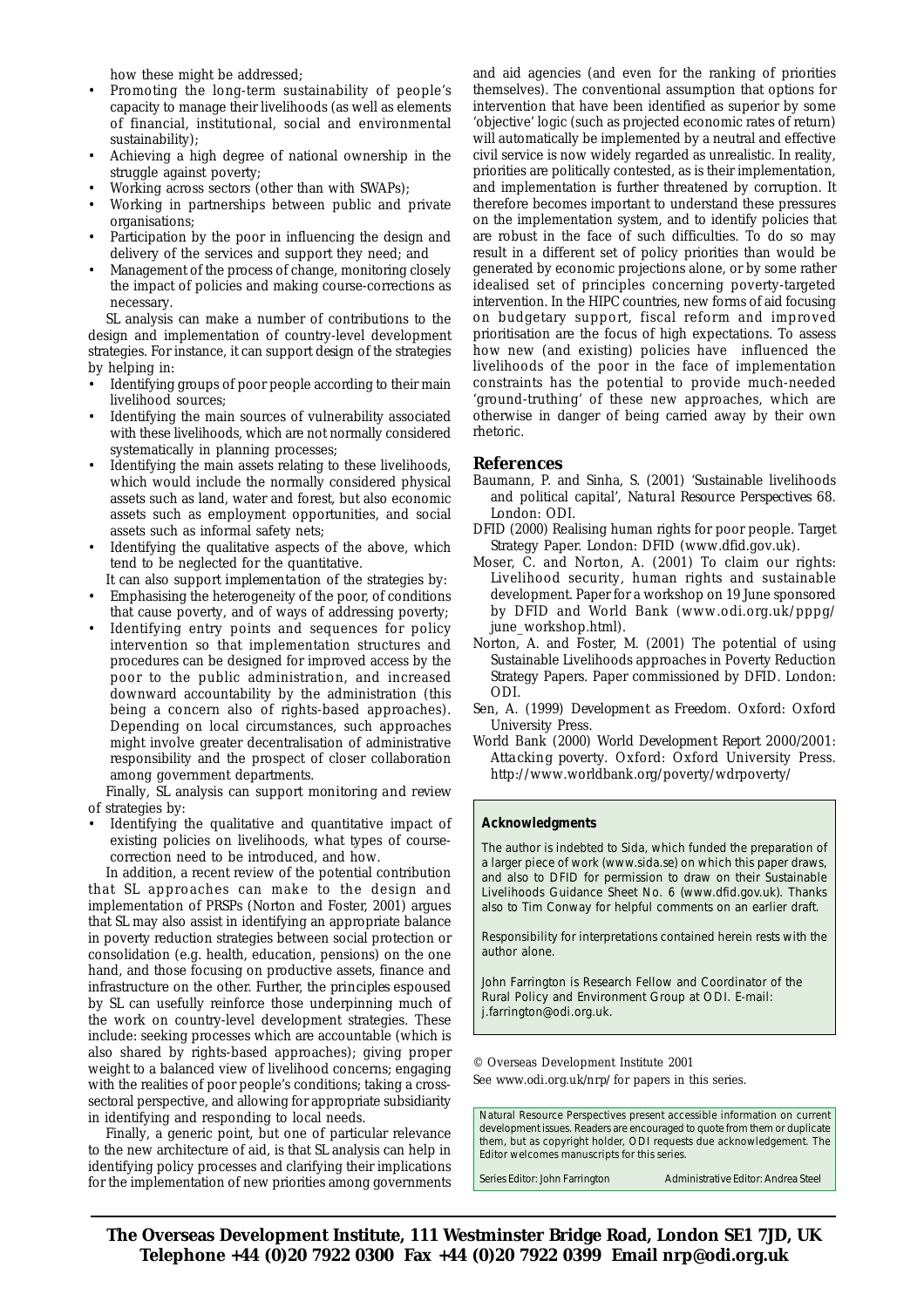how these might be addressed;

- Promoting the long-term sustainability of people's capacity to manage their livelihoods (as well as elements of financial, institutional, social and environmental sustainability);
- Achieving a high degree of national ownership in the struggle against poverty;
- Working across sectors (other than with SWAPs);
- Working in partnerships between public and private organisations;
- Participation by the poor in influencing the design and delivery of the services and support they need; and
- Management of the process of change, monitoring closely the impact of policies and making course-corrections as necessary.

SL analysis can make a number of contributions to the design and implementation of country-level development strategies. For instance, it can support *design* of the strategies by helping in:

- Identifying groups of poor people according to their main livelihood sources;
- Identifying the main sources of vulnerability associated with these livelihoods, which are not normally considered systematically in planning processes;
- Identifying the main assets relating to these livelihoods, which would include the normally considered physical assets such as land, water and forest, but also economic assets such as employment opportunities, and social assets such as informal safety nets;
- Identifying the qualitative aspects of the above, which tend to be neglected for the quantitative.

It can also support *implementation* of the strategies by:

- Emphasising the heterogeneity of the poor, of conditions that cause poverty, and of ways of addressing poverty;
- Identifying entry points and sequences for policy intervention so that implementation structures and procedures can be designed for improved access by the poor to the public administration, and increased downward accountability by the administration (this being a concern also of rights-based approaches). Depending on local circumstances, such approaches might involve greater decentralisation of administrative responsibility and the prospect of closer collaboration among government departments.

Finally, SL analysis can support *monitoring and review* of strategies by:

- Identifying the qualitative and quantitative impact of existing policies on livelihoods, what types of course-correction need to be introduced, and how.

In addition, a recent review of the potential contribution that SL approaches can make to the design and implementation of PRSPs (Norton and Foster, 2001) argues that SL may also assist in identifying an appropriate balance in poverty reduction strategies between social protection or consolidation (e.g. health, education, pensions) on the one hand, and those focusing on productive assets, finance and infrastructure on the other. Further, the principles espoused by SL can usefully reinforce those underpinning much of the work on country-level development strategies. These include: seeking processes which are accountable (which is also shared by rights-based approaches); giving proper weight to a balanced view of livelihood concerns; engaging with the realities of poor people's conditions; taking a cross-sectoral perspective, and allowing for appropriate subsidiarity in identifying and responding to local needs.

Finally, a generic point, but one of particular relevance to the new architecture of aid, is that SL analysis can help in identifying policy processes and clarifying their implications for the implementation of new priorities among governments and aid agencies (and even for the ranking of priorities themselves). The conventional assumption that options for intervention that have been identified as superior by some 'objective' logic (such as projected economic rates of return) will automatically be implemented by a neutral and effective civil service is now widely regarded as unrealistic. In reality, priorities are politically contested, as is their implementation, and implementation is further threatened by corruption. It therefore becomes important to understand these pressures on the implementation system, and to identify policies that are robust in the face of such difficulties. To do so may result in a different set of policy priorities than would be generated by economic projections alone, or by some rather idealised set of principles concerning poverty-targeted intervention. In the HIPC countries, new forms of aid focusing on budgetary support, fiscal reform and improved prioritisation are the focus of high expectations. To assess how new (and existing) policies have influenced the livelihoods of the poor in the face of implementation constraints has the potential to provide much-needed 'ground-truthing' of these new approaches, which are otherwise in danger of being carried away by their own rhetoric.

## References

Baumann, P. and Sinha, S. (2001) 'Sustainable livelihoods and political capital', *Natural Resource Perspectives* 68. London: ODI.

DFID (2000) Realising human rights for poor people. Target Strategy Paper. London: DFID (www.dfid.gov.uk).

Moser, C. and Norton, A. (2001) To claim our rights: Livelihood security, human rights and sustainable development. Paper for a workshop on 19 June sponsored by DFID and World Bank (www.odi.org.uk/pppg/june_workshop.html).

Norton, A. and Foster, M. (2001) The potential of using Sustainable Livelihoods approaches in Poverty Reduction Strategy Papers. Paper commissioned by DFID. London: ODI.

Sen, A. (1999) *Development as Freedom*. Oxford: Oxford University Press.

World Bank (2000) *World Development Report 2000/2001: Attacking poverty*. Oxford: Oxford University Press. http://www.worldbank.org/poverty/wdrpoverty/

**Acknowledgments**

The author is indebted to Sida, which funded the preparation of a larger piece of work (www.sida.se) on which this paper draws, and also to DFID for permission to draw on their Sustainable Livelihoods Guidance Sheet No. 6 (www.dfid.gov.uk). Thanks also to Tim Conway for helpful comments on an earlier draft.

Responsibility for interpretations contained herein rests with the author alone.

John Farrington is Research Fellow and Coordinator of the Rural Policy and Environment Group at ODI. E-mail: j.farrington@odi.org.uk.

© Overseas Development Institute 2001

See www.odi.org.uk/nrp/ for papers in this series.

Natural Resource Perspectives present accessible information on current development issues. Readers are encouraged to quote from them or duplicate them, but as copyright holder, ODI requests due acknowledgement. The Editor welcomes manuscripts for this series.

Series Editor: John Farrington    Administrative Editor: Andrea Steel

**The Overseas Development Institute, 111 Westminster Bridge Road, London SE1 7JD, UK**
**Telephone +44 (0)20 7922 0300 Fax +44 (0)20 7922 0399 Email nrp@odi.org.uk**